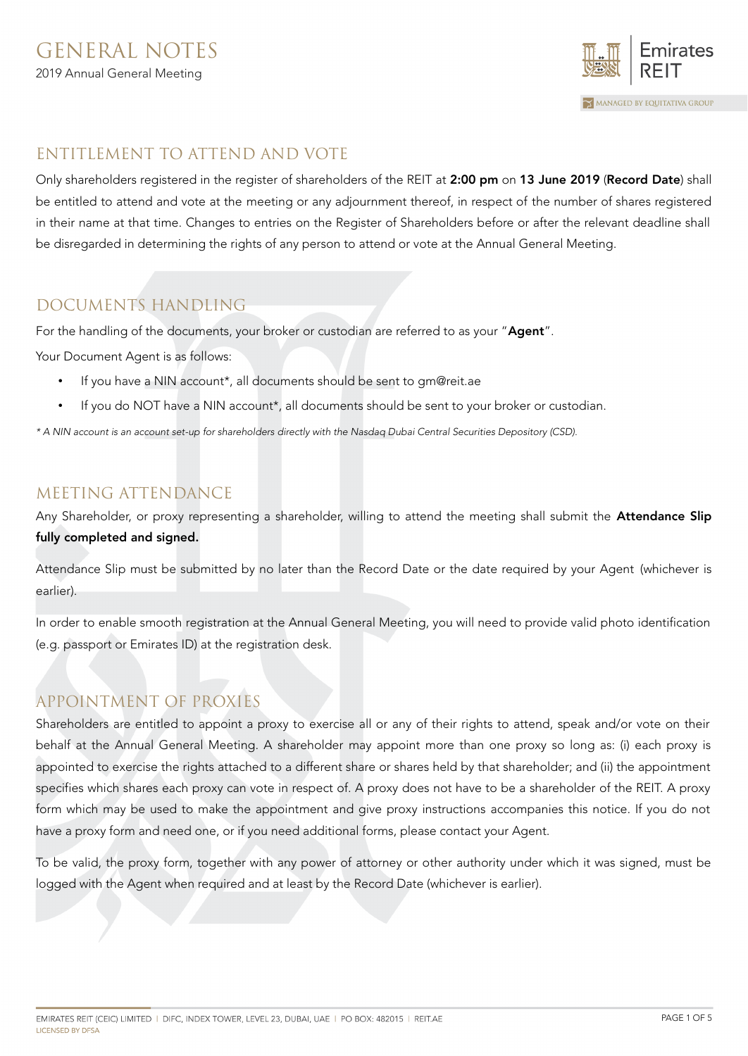# GENERAL NOTES

2019 Annual General Meeting

## ENTITLEMENT TO ATTEND AND VOTE

Only shareholders registered in the register of shareholders of the REIT at **2:00 pm** on **13 June 2019** (**Record Date**) shall be entitled to attend and vote at the meeting or any adjournment thereof, in respect of the number of shares registered in their name at that time. Changes to entries on the Register of Shareholders before or after the relevant deadline shall be disregarded in determining the rights of any person to attend or vote at the Annual General Meeting.

## DOCUMENTS HANDLING

For the handling of the documents, your broker or custodian are referred to as your "**Agent**".

Your Document Agent is as follows:

- If you have a NIN account*, all documents should be sent to gm@reit.ae
- If you do NOT have a NIN account*, all documents should be sent to your broker or custodian.

*\* A NIN account is an account set-up for shareholders directly with the Nasdaq Dubai Central Securities Depository (CSD).*

## MEETING ATTENDANCE

Any Shareholder, or proxy representing a shareholder, willing to attend the meeting shall submit the **Attendance Slip fully completed and signed.**

Attendance Slip must be submitted by no later than the Record Date or the date required by your Agent (whichever is earlier).

In order to enable smooth registration at the Annual General Meeting, you will need to provide valid photo identification (e.g. passport or Emirates ID) at the registration desk.

## APPOINTMENT OF PROXIES

Shareholders are entitled to appoint a proxy to exercise all or any of their rights to attend, speak and/or vote on their behalf at the Annual General Meeting. A shareholder may appoint more than one proxy so long as: (i) each proxy is appointed to exercise the rights attached to a different share or shares held by that shareholder; and (ii) the appointment specifies which shares each proxy can vote in respect of. A proxy does not have to be a shareholder of the REIT. A proxy form which may be used to make the appointment and give proxy instructions accompanies this notice. If you do not have a proxy form and need one, or if you need additional forms, please contact your Agent.

To be valid, the proxy form, together with any power of attorney or other authority under which it was signed, must be logged with the Agent when required and at least by the Record Date (whichever is earlier).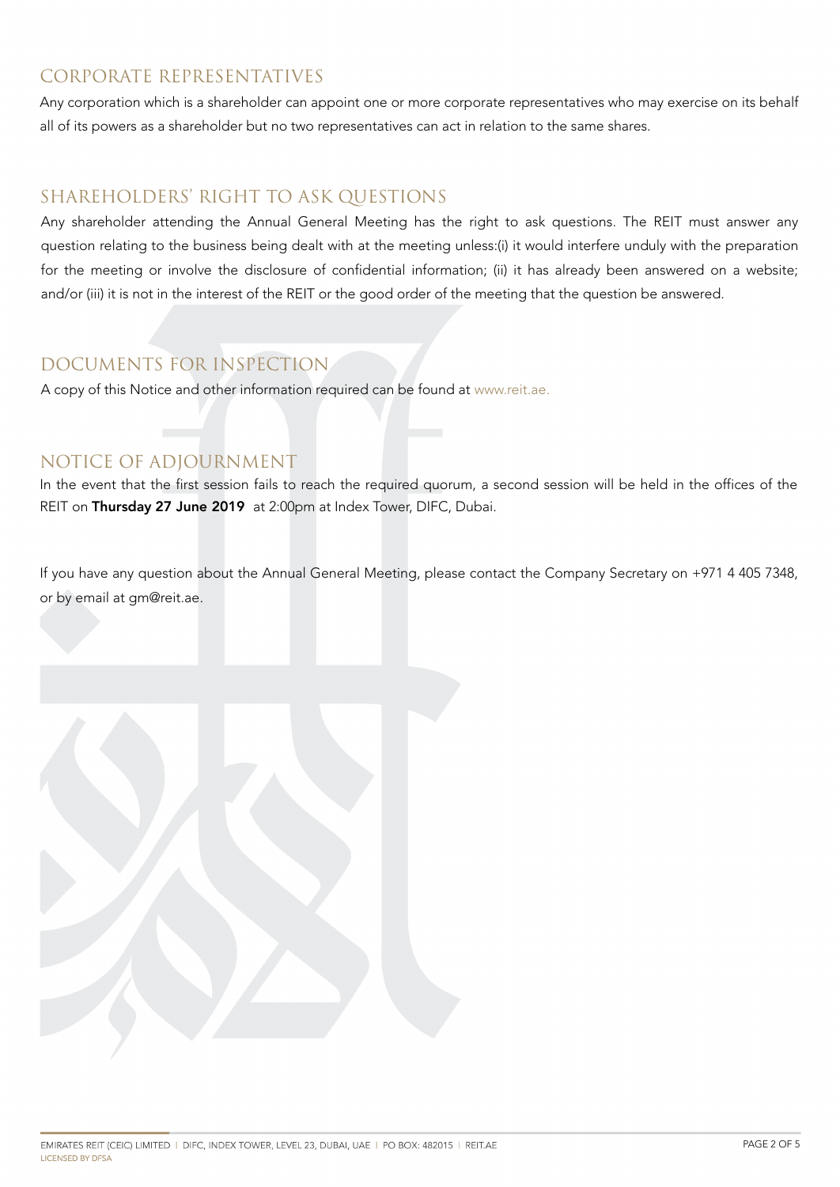## CORPORATE REPRESENTATIVES

Any corporation which is a shareholder can appoint one or more corporate representatives who may exercise on its behalf all of its powers as a shareholder but no two representatives can act in relation to the same shares.

## SHAREHOLDERS' RIGHT TO ASK QUESTIONS

Any shareholder attending the Annual General Meeting has the right to ask questions. The REIT must answer any question relating to the business being dealt with at the meeting unless:(i) it would interfere unduly with the preparation for the meeting or involve the disclosure of confidential information; (ii) it has already been answered on a website; and/or (iii) it is not in the interest of the REIT or the good order of the meeting that the question be answered.

## DOCUMENTS FOR INSPECTION

A copy of this Notice and other information required can be found at www.reit.ae.

## NOTICE OF ADJOURNMENT

In the event that the first session fails to reach the required quorum, a second session will be held in the offices of the REIT on **Thursday 27 June 2019** at 2:00pm at Index Tower, DIFC, Dubai.

If you have any question about the Annual General Meeting, please contact the Company Secretary on +971 4 405 7348, or by email at gm@reit.ae.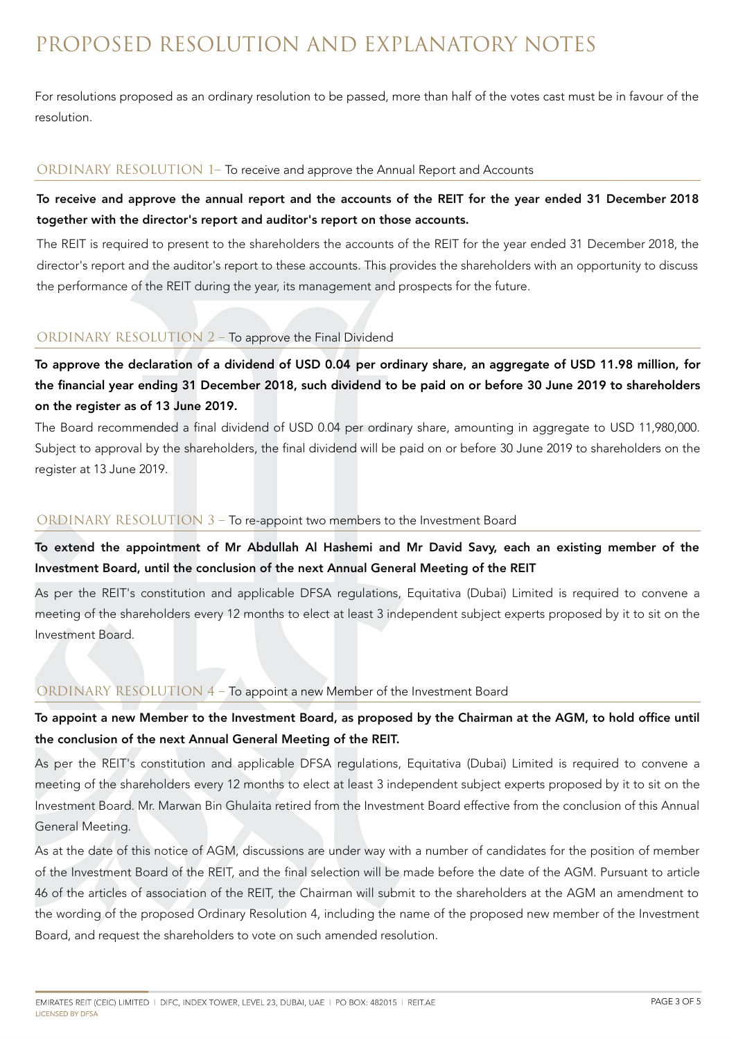# PROPOSED RESOLUTION AND EXPLANATORY NOTES

For resolutions proposed as an ordinary resolution to be passed, more than half of the votes cast must be in favour of the resolution.

## ORDINARY RESOLUTION 1– To receive and approve the Annual Report and Accounts

**To receive and approve the annual report and the accounts of the REIT for the year ended 31 December 2018 together with the director's report and auditor's report on those accounts.**

The REIT is required to present to the shareholders the accounts of the REIT for the year ended 31 December 2018, the director's report and the auditor's report to these accounts. This provides the shareholders with an opportunity to discuss the performance of the REIT during the year, its management and prospects for the future.

## ORDINARY RESOLUTION 2 – To approve the Final Dividend

**To approve the declaration of a dividend of USD 0.04 per ordinary share, an aggregate of USD 11.98 million, for the financial year ending 31 December 2018, such dividend to be paid on or before 30 June 2019 to shareholders on the register as of 13 June 2019.**

The Board recommended a final dividend of USD 0.04 per ordinary share, amounting in aggregate to USD 11,980,000. Subject to approval by the shareholders, the final dividend will be paid on or before 30 June 2019 to shareholders on the register at 13 June 2019.

## ORDINARY RESOLUTION 3 – To re-appoint two members to the Investment Board

**To extend the appointment of Mr Abdullah Al Hashemi and Mr David Savy, each an existing member of the Investment Board, until the conclusion of the next Annual General Meeting of the REIT**

As per the REIT's constitution and applicable DFSA regulations, Equitativa (Dubai) Limited is required to convene a meeting of the shareholders every 12 months to elect at least 3 independent subject experts proposed by it to sit on the Investment Board.

## ORDINARY RESOLUTION 4 – To appoint a new Member of the Investment Board

**To appoint a new Member to the Investment Board, as proposed by the Chairman at the AGM, to hold office until the conclusion of the next Annual General Meeting of the REIT.**

As per the REIT's constitution and applicable DFSA regulations, Equitativa (Dubai) Limited is required to convene a meeting of the shareholders every 12 months to elect at least 3 independent subject experts proposed by it to sit on the Investment Board. Mr. Marwan Bin Ghulaita retired from the Investment Board effective from the conclusion of this Annual General Meeting.

As at the date of this notice of AGM, discussions are under way with a number of candidates for the position of member of the Investment Board of the REIT, and the final selection will be made before the date of the AGM. Pursuant to article 46 of the articles of association of the REIT, the Chairman will submit to the shareholders at the AGM an amendment to the wording of the proposed Ordinary Resolution 4, including the name of the proposed new member of the Investment Board, and request the shareholders to vote on such amended resolution.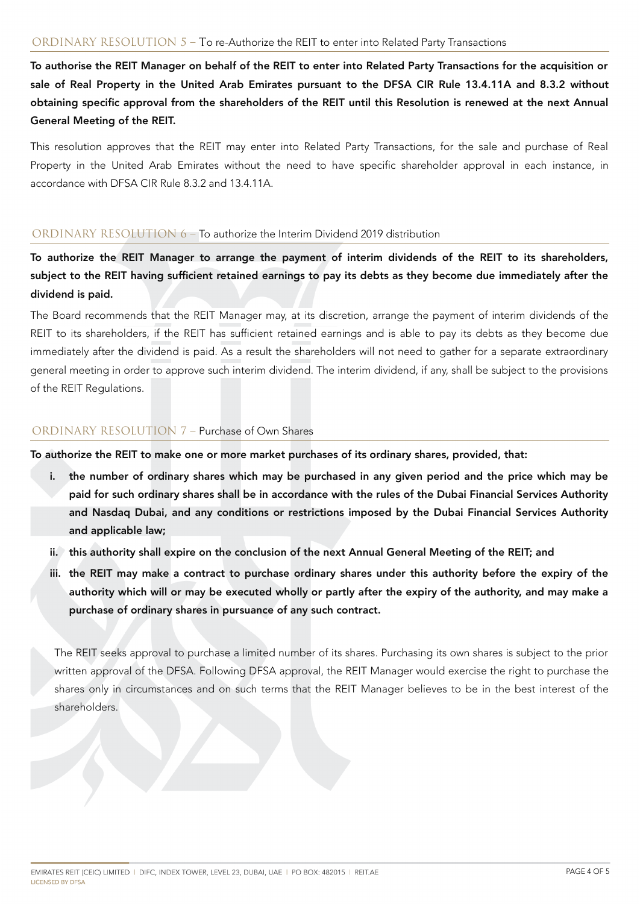## ORDINARY RESOLUTION 5 – To re-Authorize the REIT to enter into Related Party Transactions

**To authorise the REIT Manager on behalf of the REIT to enter into Related Party Transactions for the acquisition or sale of Real Property in the United Arab Emirates pursuant to the DFSA CIR Rule 13.4.11A and 8.3.2 without obtaining specific approval from the shareholders of the REIT until this Resolution is renewed at the next Annual General Meeting of the REIT.**

This resolution approves that the REIT may enter into Related Party Transactions, for the sale and purchase of Real Property in the United Arab Emirates without the need to have specific shareholder approval in each instance, in accordance with DFSA CIR Rule 8.3.2 and 13.4.11A.

## ORDINARY RESOLUTION 6 – To authorize the Interim Dividend 2019 distribution

**To authorize the REIT Manager to arrange the payment of interim dividends of the REIT to its shareholders, subject to the REIT having sufficient retained earnings to pay its debts as they become due immediately after the dividend is paid.**

The Board recommends that the REIT Manager may, at its discretion, arrange the payment of interim dividends of the REIT to its shareholders, if the REIT has sufficient retained earnings and is able to pay its debts as they become due immediately after the dividend is paid. As a result the shareholders will not need to gather for a separate extraordinary general meeting in order to approve such interim dividend. The interim dividend, if any, shall be subject to the provisions of the REIT Regulations.

## ORDINARY RESOLUTION 7 – Purchase of Own Shares

**To authorize the REIT to make one or more market purchases of its ordinary shares, provided, that:**

- **i. the number of ordinary shares which may be purchased in any given period and the price which may be paid for such ordinary shares shall be in accordance with the rules of the Dubai Financial Services Authority and Nasdaq Dubai, and any conditions or restrictions imposed by the Dubai Financial Services Authority and applicable law;**
- **ii. this authority shall expire on the conclusion of the next Annual General Meeting of the REIT; and**
- **iii. the REIT may make a contract to purchase ordinary shares under this authority before the expiry of the authority which will or may be executed wholly or partly after the expiry of the authority, and may make a purchase of ordinary shares in pursuance of any such contract.**

The REIT seeks approval to purchase a limited number of its shares. Purchasing its own shares is subject to the prior written approval of the DFSA. Following DFSA approval, the REIT Manager would exercise the right to purchase the shares only in circumstances and on such terms that the REIT Manager believes to be in the best interest of the shareholders.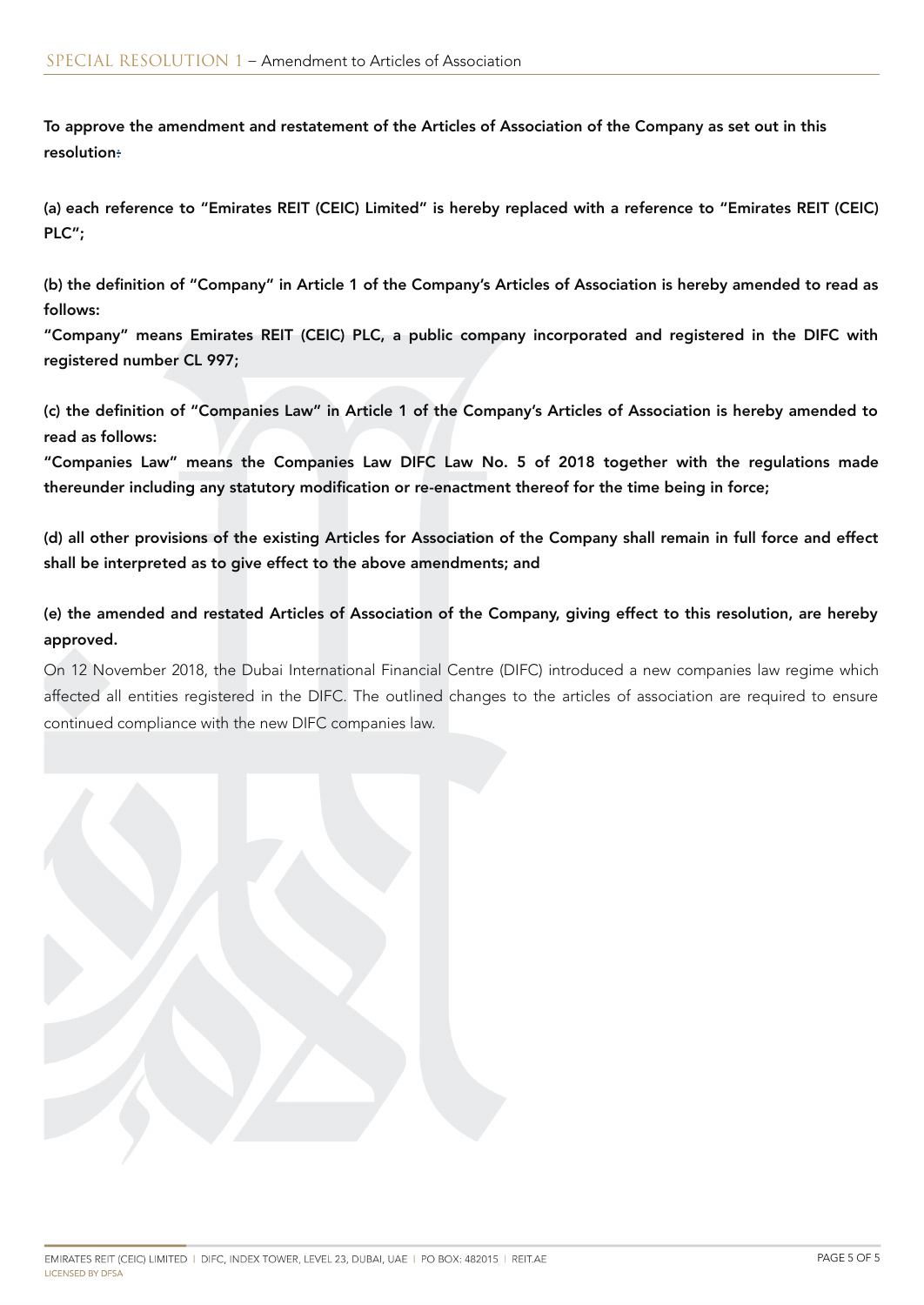## SPECIAL RESOLUTION 1 – Amendment to Articles of Association

**To approve the amendment and restatement of the Articles of Association of the Company as set out in this resolution:**

**(a) each reference to "Emirates REIT (CEIC) Limited" is hereby replaced with a reference to "Emirates REIT (CEIC) PLC";**

**(b) the definition of "Company" in Article 1 of the Company's Articles of Association is hereby amended to read as follows:**
**"Company" means Emirates REIT (CEIC) PLC, a public company incorporated and registered in the DIFC with registered number CL 997;**

**(c) the definition of "Companies Law" in Article 1 of the Company's Articles of Association is hereby amended to read as follows:**
**"Companies Law" means the Companies Law DIFC Law No. 5 of 2018 together with the regulations made thereunder including any statutory modification or re-enactment thereof for the time being in force;**

**(d) all other provisions of the existing Articles for Association of the Company shall remain in full force and effect shall be interpreted as to give effect to the above amendments; and**

**(e) the amended and restated Articles of Association of the Company, giving effect to this resolution, are hereby approved.**

On 12 November 2018, the Dubai International Financial Centre (DIFC) introduced a new companies law regime which affected all entities registered in the DIFC. The outlined changes to the articles of association are required to ensure continued compliance with the new DIFC companies law.